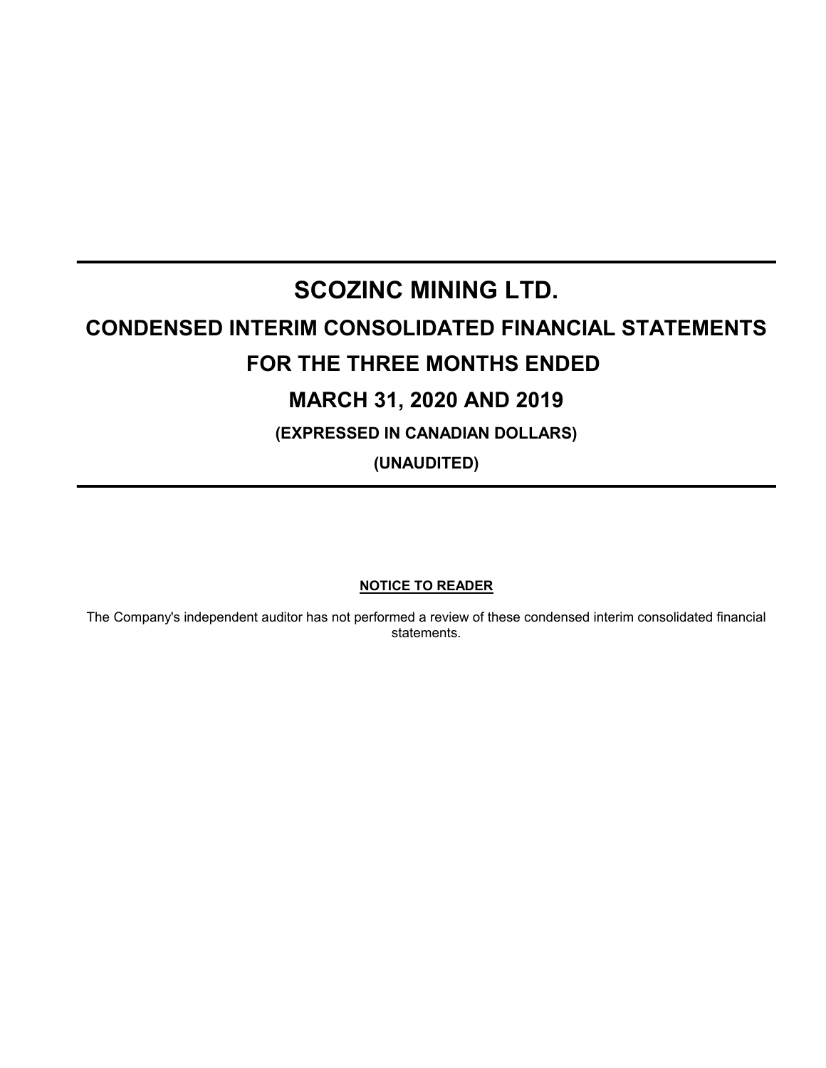# SCOZINC MINING LTD.

## CONDENSED INTERIM CONSOLIDATED FINANCIAL STATEMENTS

## FOR THE THREE MONTHS ENDED

## MARCH 31, 2020 AND 2019

### (EXPRESSED IN CANADIAN DOLLARS)

### (UNAUDITED)

**NOTICE TO READER**

The Company's independent auditor has not performed a review of these condensed interim consolidated financial statements.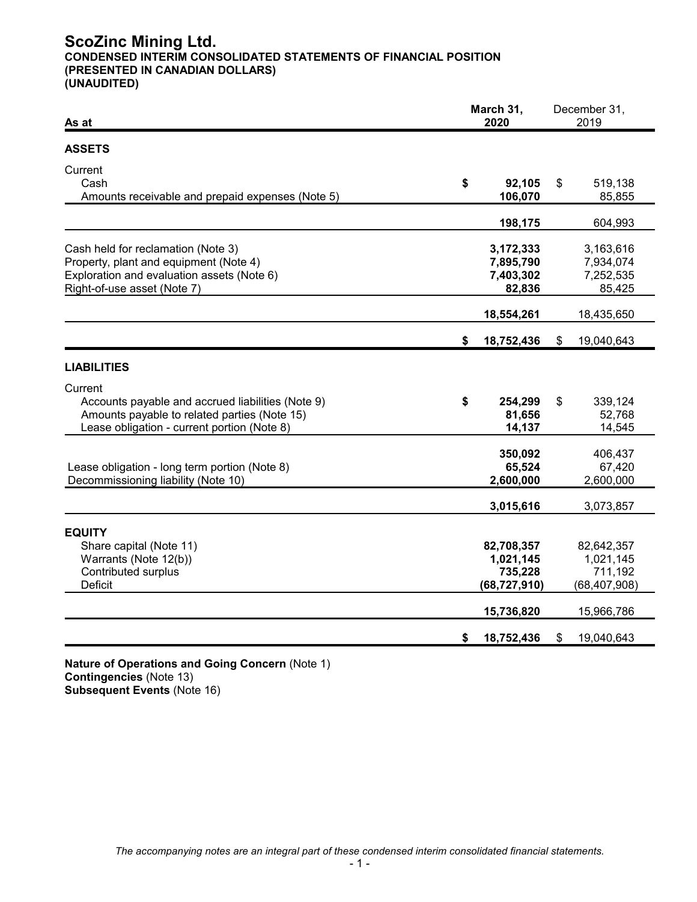# ScoZinc Mining Ltd.

**CONDENSED INTERIM CONSOLIDATED STATEMENTS OF FINANCIAL POSITION**
**(PRESENTED IN CANADIAN DOLLARS)**
**(UNAUDITED)**

| As at | March 31, 2020 | December 31, 2019 |
|---|---|---|
| **ASSETS** | | |
| Current | | |
| Cash | **$ 92,105** | $ 519,138 |
| Amounts receivable and prepaid expenses (Note 5) | **106,070** | 85,855 |
| | **198,175** | 604,993 |
| Cash held for reclamation (Note 3) | **3,172,333** | 3,163,616 |
| Property, plant and equipment (Note 4) | **7,895,790** | 7,934,074 |
| Exploration and evaluation assets (Note 6) | **7,403,302** | 7,252,535 |
| Right-of-use asset (Note 7) | **82,836** | 85,425 |
| | **18,554,261** | 18,435,650 |
| | **$ 18,752,436** | $ 19,040,643 |
| **LIABILITIES** | | |
| Current | | |
| Accounts payable and accrued liabilities (Note 9) | **$ 254,299** | $ 339,124 |
| Amounts payable to related parties (Note 15) | **81,656** | 52,768 |
| Lease obligation - current portion (Note 8) | **14,137** | 14,545 |
| | **350,092** | 406,437 |
| Lease obligation - long term portion (Note 8) | **65,524** | 67,420 |
| Decommissioning liability (Note 10) | **2,600,000** | 2,600,000 |
| | **3,015,616** | 3,073,857 |
| **EQUITY** | | |
| Share capital (Note 11) | **82,708,357** | 82,642,357 |
| Warrants (Note 12(b)) | **1,021,145** | 1,021,145 |
| Contributed surplus | **735,228** | 711,192 |
| Deficit | **(68,727,910)** | (68,407,908) |
| | **15,736,820** | 15,966,786 |
| | **$ 18,752,436** | $ 19,040,643 |

**Nature of Operations and Going Concern** (Note 1)
**Contingencies** (Note 13)
**Subsequent Events** (Note 16)

*The accompanying notes are an integral part of these condensed interim consolidated financial statements.*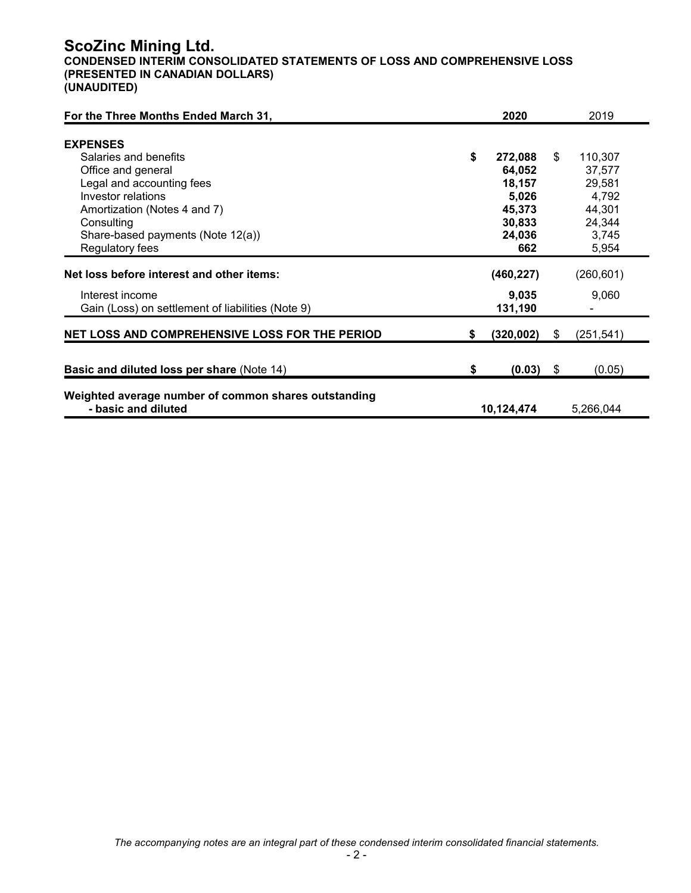# ScoZinc Mining Ltd.

**CONDENSED INTERIM CONSOLIDATED STATEMENTS OF LOSS AND COMPREHENSIVE LOSS**
**(PRESENTED IN CANADIAN DOLLARS)**
**(UNAUDITED)**

| For the Three Months Ended March 31, | 2020 | 2019 |
|---|---|---|
| **EXPENSES** | | |
| Salaries and benefits | **$ 272,088** | $ 110,307 |
| Office and general | **64,052** | 37,577 |
| Legal and accounting fees | **18,157** | 29,581 |
| Investor relations | **5,026** | 4,792 |
| Amortization (Notes 4 and 7) | **45,373** | 44,301 |
| Consulting | **30,833** | 24,344 |
| Share-based payments (Note 12(a)) | **24,036** | 3,745 |
| Regulatory fees | **662** | 5,954 |
| **Net loss before interest and other items:** | **(460,227)** | (260,601) |
| Interest income | **9,035** | 9,060 |
| Gain (Loss) on settlement of liabilities (Note 9) | **131,190** | - |
| **NET LOSS AND COMPREHENSIVE LOSS FOR THE PERIOD** | **$ (320,002)** | $ (251,541) |
| **Basic and diluted loss per share** (Note 14) | **$ (0.03)** | $ (0.05) |
| **Weighted average number of common shares outstanding - basic and diluted** | **10,124,474** | 5,266,044 |

*The accompanying notes are an integral part of these condensed interim consolidated financial statements.*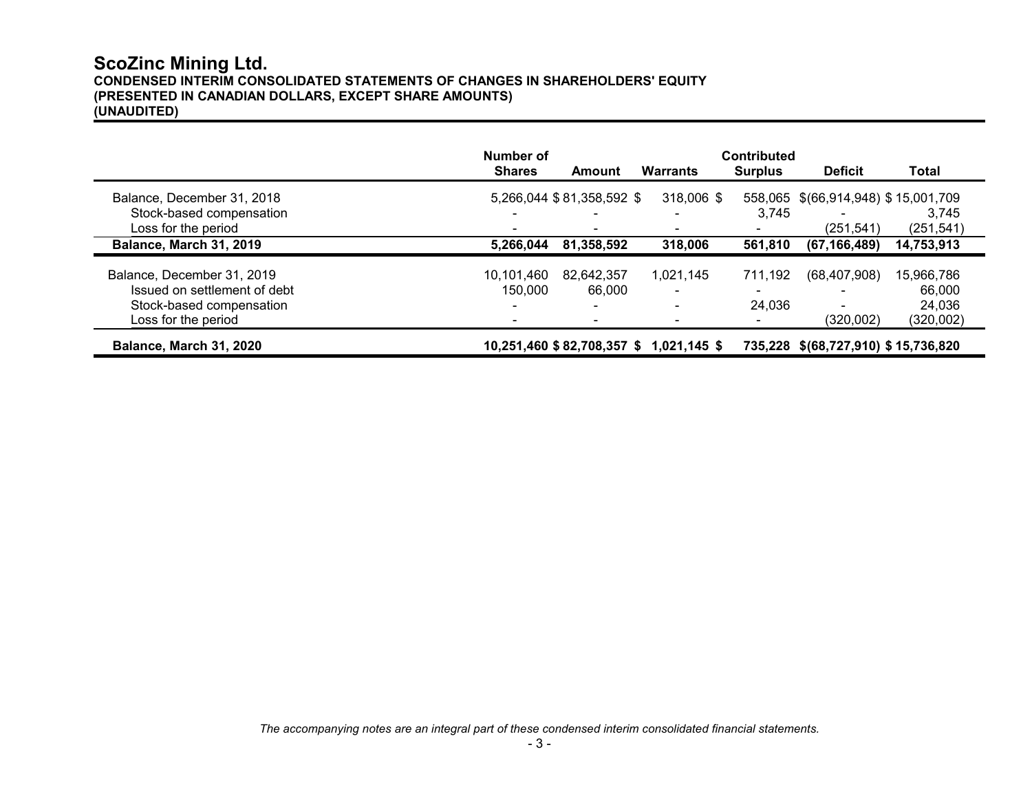# ScoZinc Mining Ltd.

**CONDENSED INTERIM CONSOLIDATED STATEMENTS OF CHANGES IN SHAREHOLDERS' EQUITY**
**(PRESENTED IN CANADIAN DOLLARS, EXCEPT SHARE AMOUNTS)**
**(UNAUDITED)**

| | Number of Shares | Amount | Warrants | Contributed Surplus | Deficit | Total |
|---|---|---|---|---|---|---|
| Balance, December 31, 2018 | 5,266,044 | $ 81,358,592 | $ 318,006 | $ 558,065 | $ (66,914,948) | $ 15,001,709 |
| Stock-based compensation | - | - | - | 3,745 | - | 3,745 |
| Loss for the period | - | - | - | - | (251,541) | (251,541) |
| **Balance, March 31, 2019** | **5,266,044** | **81,358,592** | **318,006** | **561,810** | **(67,166,489)** | **14,753,913** |
| Balance, December 31, 2019 | 10,101,460 | 82,642,357 | 1,021,145 | 711,192 | (68,407,908) | 15,966,786 |
| Issued on settlement of debt | 150,000 | 66,000 | - | - | - | 66,000 |
| Stock-based compensation | - | - | - | 24,036 | - | 24,036 |
| Loss for the period | - | - | - | - | (320,002) | (320,002) |
| **Balance, March 31, 2020** | **10,251,460** | **$ 82,708,357** | **$ 1,021,145** | **$ 735,228** | **$ (68,727,910)** | **$ 15,736,820** |

*The accompanying notes are an integral part of these condensed interim consolidated financial statements.*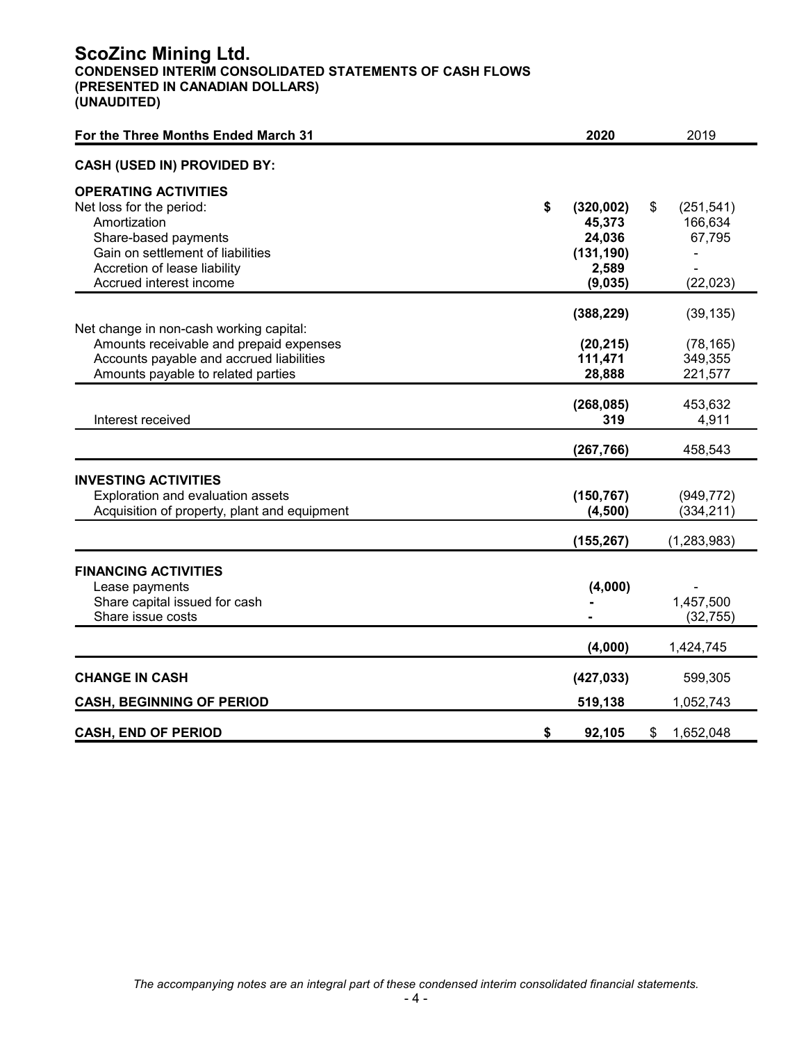# ScoZinc Mining Ltd.

**CONDENSED INTERIM CONSOLIDATED STATEMENTS OF CASH FLOWS**
**(PRESENTED IN CANADIAN DOLLARS)**
**(UNAUDITED)**

| For the Three Months Ended March 31 | 2020 | 2019 |
|---|---|---|
| **CASH (USED IN) PROVIDED BY:** | | |
| **OPERATING ACTIVITIES** | | |
| Net loss for the period: | **$ (320,002)** | $ (251,541) |
| Amortization | **45,373** | 166,634 |
| Share-based payments | **24,036** | 67,795 |
| Gain on settlement of liabilities | **(131,190)** | - |
| Accretion of lease liability | **2,589** | - |
| Accrued interest income | **(9,035)** | (22,023) |
| | **(388,229)** | (39,135) |
| Net change in non-cash working capital: | | |
| Amounts receivable and prepaid expenses | **(20,215)** | (78,165) |
| Accounts payable and accrued liabilities | **111,471** | 349,355 |
| Amounts payable to related parties | **28,888** | 221,577 |
| | **(268,085)** | 453,632 |
| Interest received | **319** | 4,911 |
| | **(267,766)** | 458,543 |
| **INVESTING ACTIVITIES** | | |
| Exploration and evaluation assets | **(150,767)** | (949,772) |
| Acquisition of property, plant and equipment | **(4,500)** | (334,211) |
| | **(155,267)** | (1,283,983) |
| **FINANCING ACTIVITIES** | | |
| Lease payments | **(4,000)** | - |
| Share capital issued for cash | **-** | 1,457,500 |
| Share issue costs | **-** | (32,755) |
| | **(4,000)** | 1,424,745 |
| **CHANGE IN CASH** | **(427,033)** | 599,305 |
| **CASH, BEGINNING OF PERIOD** | **519,138** | 1,052,743 |
| **CASH, END OF PERIOD** | **$ 92,105** | $ 1,652,048 |

*The accompanying notes are an integral part of these condensed interim consolidated financial statements.*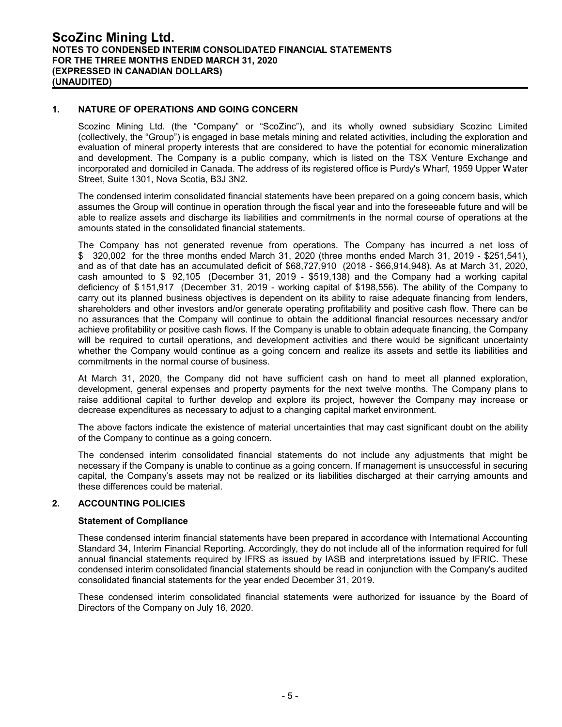# ScoZinc Mining Ltd.

**NOTES TO CONDENSED INTERIM CONSOLIDATED FINANCIAL STATEMENTS**
**FOR THE THREE MONTHS ENDED MARCH 31, 2020**
**(EXPRESSED IN CANADIAN DOLLARS)**
**(UNAUDITED)**

## 1. NATURE OF OPERATIONS AND GOING CONCERN

Scozinc Mining Ltd. (the "Company" or "ScoZinc"), and its wholly owned subsidiary Scozinc Limited (collectively, the "Group") is engaged in base metals mining and related activities, including the exploration and evaluation of mineral property interests that are considered to have the potential for economic mineralization and development. The Company is a public company, which is listed on the TSX Venture Exchange and incorporated and domiciled in Canada. The address of its registered office is Purdy's Wharf, 1959 Upper Water Street, Suite 1301, Nova Scotia, B3J 3N2.

The condensed interim consolidated financial statements have been prepared on a going concern basis, which assumes the Group will continue in operation through the fiscal year and into the foreseeable future and will be able to realize assets and discharge its liabilities and commitments in the normal course of operations at the amounts stated in the consolidated financial statements.

The Company has not generated revenue from operations. The Company has incurred a net loss of $ 320,002 for the three months ended March 31, 2020 (three months ended March 31, 2019 - $251,541), and as of that date has an accumulated deficit of $68,727,910 (2018 - $66,914,948). As at March 31, 2020, cash amounted to $ 92,105 (December 31, 2019 - $519,138) and the Company had a working capital deficiency of $ 151,917 (December 31, 2019 - working capital of $198,556). The ability of the Company to carry out its planned business objectives is dependent on its ability to raise adequate financing from lenders, shareholders and other investors and/or generate operating profitability and positive cash flow. There can be no assurances that the Company will continue to obtain the additional financial resources necessary and/or achieve profitability or positive cash flows. If the Company is unable to obtain adequate financing, the Company will be required to curtail operations, and development activities and there would be significant uncertainty whether the Company would continue as a going concern and realize its assets and settle its liabilities and commitments in the normal course of business.

At March 31, 2020, the Company did not have sufficient cash on hand to meet all planned exploration, development, general expenses and property payments for the next twelve months. The Company plans to raise additional capital to further develop and explore its project, however the Company may increase or decrease expenditures as necessary to adjust to a changing capital market environment.

The above factors indicate the existence of material uncertainties that may cast significant doubt on the ability of the Company to continue as a going concern.

The condensed interim consolidated financial statements do not include any adjustments that might be necessary if the Company is unable to continue as a going concern. If management is unsuccessful in securing capital, the Company's assets may not be realized or its liabilities discharged at their carrying amounts and these differences could be material.

## 2. ACCOUNTING POLICIES

### Statement of Compliance

These condensed interim financial statements have been prepared in accordance with International Accounting Standard 34, Interim Financial Reporting. Accordingly, they do not include all of the information required for full annual financial statements required by IFRS as issued by IASB and interpretations issued by IFRIC. These condensed interim consolidated financial statements should be read in conjunction with the Company's audited consolidated financial statements for the year ended December 31, 2019.

These condensed interim consolidated financial statements were authorized for issuance by the Board of Directors of the Company on July 16, 2020.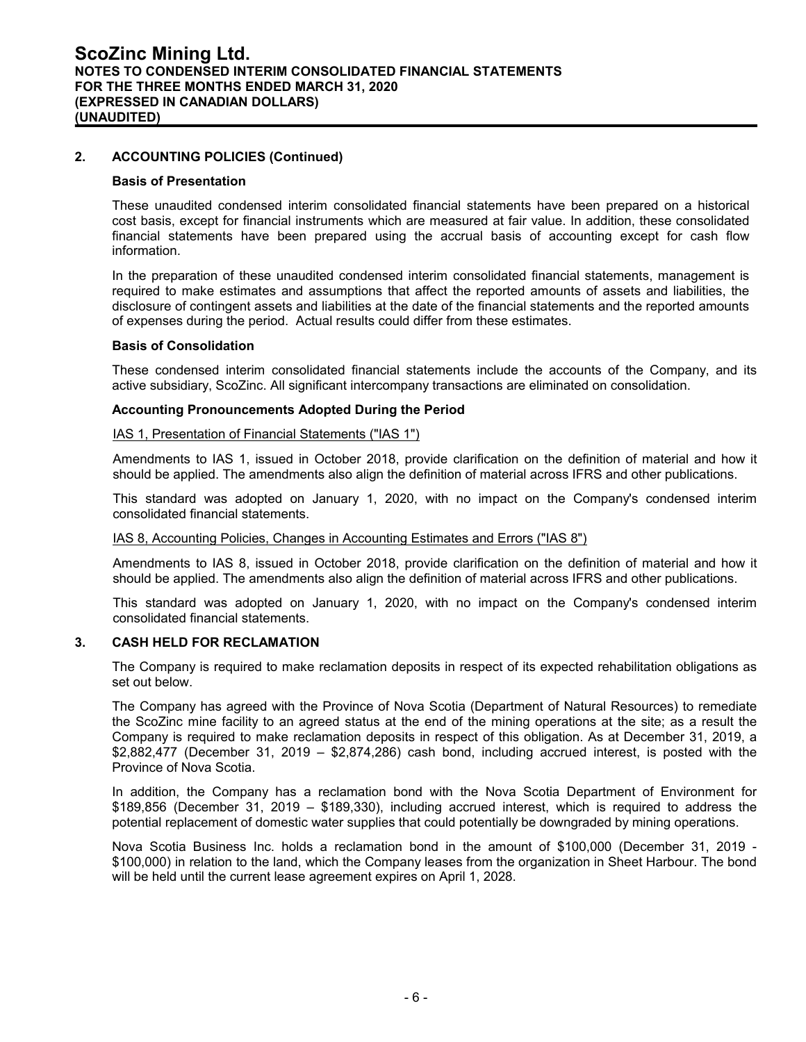## 2. ACCOUNTING POLICIES (Continued)

### Basis of Presentation

These unaudited condensed interim consolidated financial statements have been prepared on a historical cost basis, except for financial instruments which are measured at fair value. In addition, these consolidated financial statements have been prepared using the accrual basis of accounting except for cash flow information.

In the preparation of these unaudited condensed interim consolidated financial statements, management is required to make estimates and assumptions that affect the reported amounts of assets and liabilities, the disclosure of contingent assets and liabilities at the date of the financial statements and the reported amounts of expenses during the period. Actual results could differ from these estimates.

### Basis of Consolidation

These condensed interim consolidated financial statements include the accounts of the Company, and its active subsidiary, ScoZinc. All significant intercompany transactions are eliminated on consolidation.

### Accounting Pronouncements Adopted During the Period

IAS 1, Presentation of Financial Statements ("IAS 1")

Amendments to IAS 1, issued in October 2018, provide clarification on the definition of material and how it should be applied. The amendments also align the definition of material across IFRS and other publications.

This standard was adopted on January 1, 2020, with no impact on the Company's condensed interim consolidated financial statements.

IAS 8, Accounting Policies, Changes in Accounting Estimates and Errors ("IAS 8")

Amendments to IAS 8, issued in October 2018, provide clarification on the definition of material and how it should be applied. The amendments also align the definition of material across IFRS and other publications.

This standard was adopted on January 1, 2020, with no impact on the Company's condensed interim consolidated financial statements.

## 3. CASH HELD FOR RECLAMATION

The Company is required to make reclamation deposits in respect of its expected rehabilitation obligations as set out below.

The Company has agreed with the Province of Nova Scotia (Department of Natural Resources) to remediate the ScoZinc mine facility to an agreed status at the end of the mining operations at the site; as a result the Company is required to make reclamation deposits in respect of this obligation. As at December 31, 2019, a $2,882,477 (December 31, 2019 – $2,874,286) cash bond, including accrued interest, is posted with the Province of Nova Scotia.

In addition, the Company has a reclamation bond with the Nova Scotia Department of Environment for $189,856 (December 31, 2019 – $189,330), including accrued interest, which is required to address the potential replacement of domestic water supplies that could potentially be downgraded by mining operations.

Nova Scotia Business Inc. holds a reclamation bond in the amount of $100,000 (December 31, 2019 - $100,000) in relation to the land, which the Company leases from the organization in Sheet Harbour. The bond will be held until the current lease agreement expires on April 1, 2028.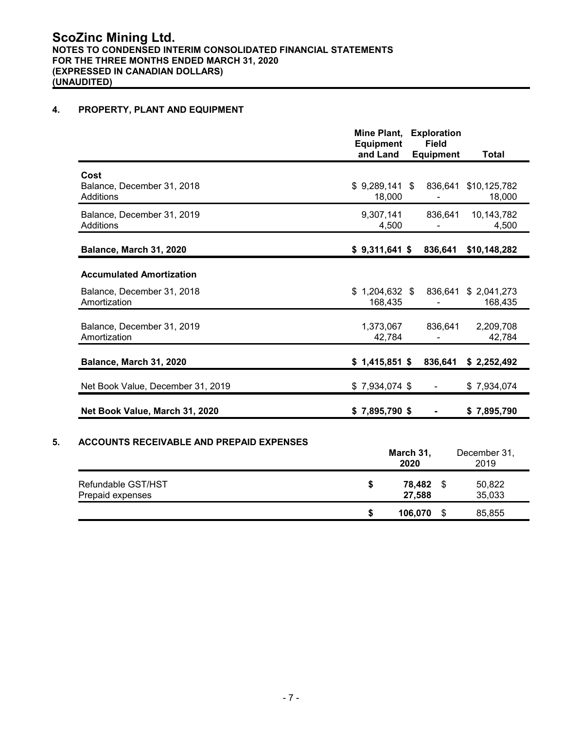## 4. PROPERTY, PLANT AND EQUIPMENT

| | Mine Plant, Equipment and Land | Exploration Field Equipment | Total |
|---|---|---|---|
| **Cost** | | | |
| Balance, December 31, 2018 | $ 9,289,141 | $ 836,641 | $10,125,782 |
| Additions | 18,000 | - | 18,000 |
| Balance, December 31, 2019 | 9,307,141 | 836,641 | 10,143,782 |
| Additions | 4,500 | - | 4,500 |
| **Balance, March 31, 2020** | **$ 9,311,641** | **$ 836,641** | **$10,148,282** |
| **Accumulated Amortization** | | | |
| Balance, December 31, 2018 | $ 1,204,632 | $ 836,641 | $ 2,041,273 |
| Amortization | 168,435 | - | 168,435 |
| Balance, December 31, 2019 | 1,373,067 | 836,641 | 2,209,708 |
| Amortization | 42,784 | - | 42,784 |
| **Balance, March 31, 2020** | **$ 1,415,851** | **$ 836,641** | **$ 2,252,492** |
| Net Book Value, December 31, 2019 | $ 7,934,074 | $ - | $ 7,934,074 |
| **Net Book Value, March 31, 2020** | **$ 7,895,790** | **$ -** | **$ 7,895,790** |

## 5. ACCOUNTS RECEIVABLE AND PREPAID EXPENSES

| | **March 31, 2020** | December 31, 2019 |
|---|---|---|
| Refundable GST/HST | **$ 78,482** | $ 50,822 |
| Prepaid expenses | **27,588** | 35,033 |
| | **$ 106,070** | $ 85,855 |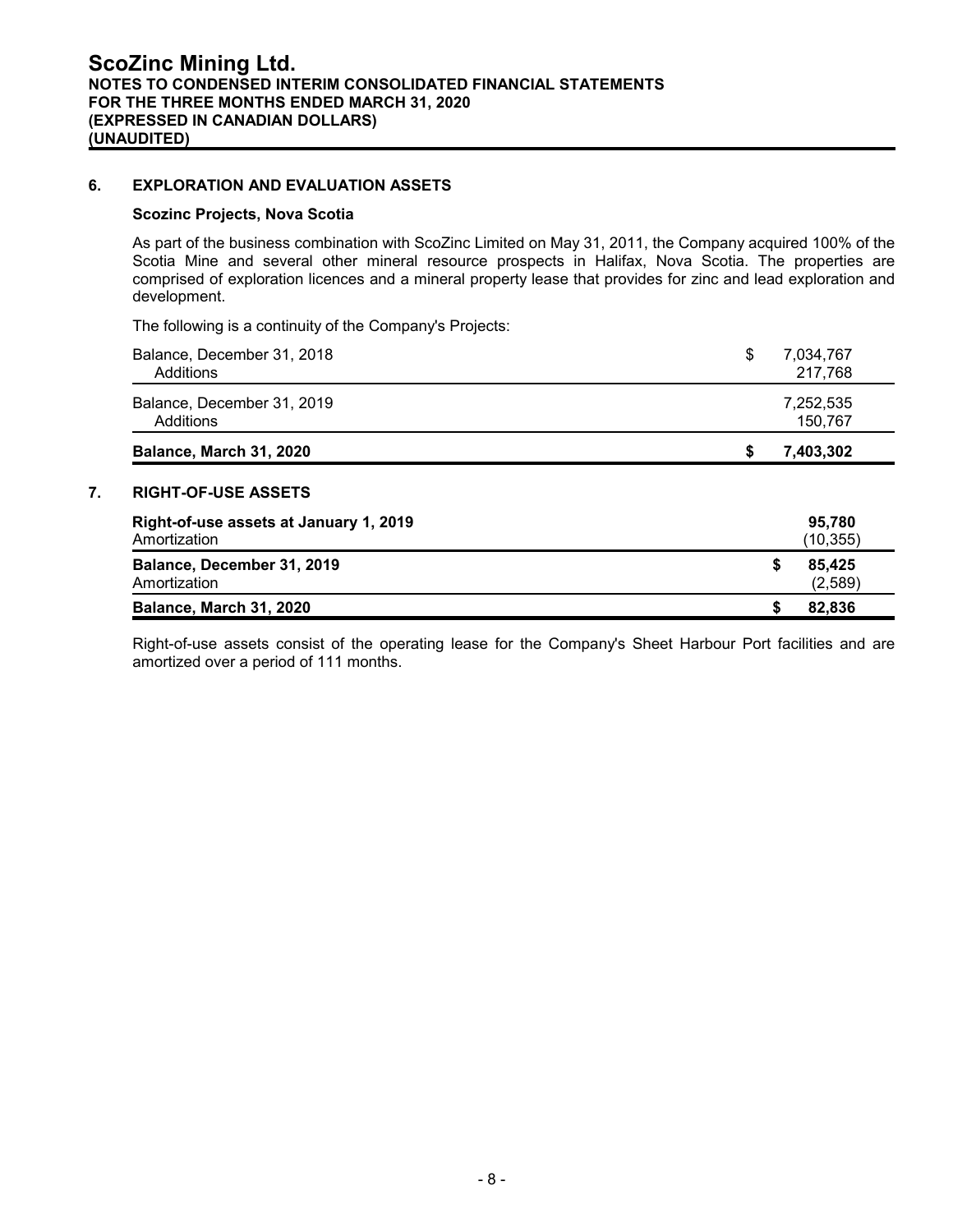## 6. EXPLORATION AND EVALUATION ASSETS

### Scozinc Projects, Nova Scotia

As part of the business combination with ScoZinc Limited on May 31, 2011, the Company acquired 100% of the Scotia Mine and several other mineral resource prospects in Halifax, Nova Scotia. The properties are comprised of exploration licences and a mineral property lease that provides for zinc and lead exploration and development.

The following is a continuity of the Company's Projects:

| | | |
|---|---|---|
| Balance, December 31, 2018 | $ | 7,034,767 |
| Additions | | 217,768 |
| Balance, December 31, 2019 | | 7,252,535 |
| Additions | | 150,767 |
| **Balance, March 31, 2020** | **$** | **7,403,302** |

## 7. RIGHT-OF-USE ASSETS

| | | |
|---|---|---|
| **Right-of-use assets at January 1, 2019** | | **95,780** |
| Amortization | | (10,355) |
| **Balance, December 31, 2019** | **$** | **85,425** |
| Amortization | | (2,589) |
| **Balance, March 31, 2020** | **$** | **82,836** |

Right-of-use assets consist of the operating lease for the Company's Sheet Harbour Port facilities and are amortized over a period of 111 months.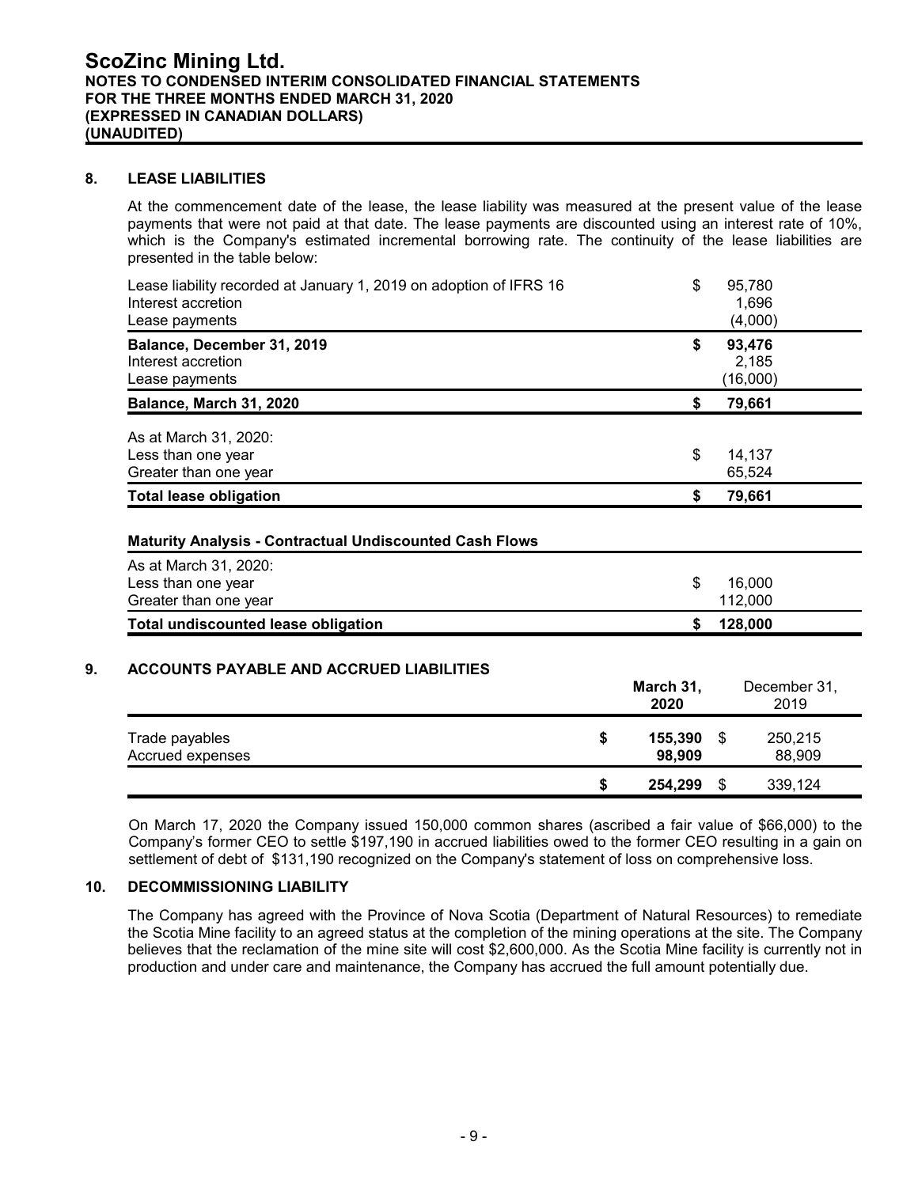## 8. LEASE LIABILITIES

At the commencement date of the lease, the lease liability was measured at the present value of the lease payments that were not paid at that date. The lease payments are discounted using an interest rate of 10%, which is the Company's estimated incremental borrowing rate. The continuity of the lease liabilities are presented in the table below:

| | | |
|---|---|---|
| Lease liability recorded at January 1, 2019 on adoption of IFRS 16 | $ | 95,780 |
| Interest accretion | | 1,696 |
| Lease payments | | (4,000) |
| **Balance, December 31, 2019** | **$** | **93,476** |
| Interest accretion | | 2,185 |
| Lease payments | | (16,000) |
| **Balance, March 31, 2020** | **$** | **79,661** |
| As at March 31, 2020: | | |
| Less than one year | $ | 14,137 |
| Greater than one year | | 65,524 |
| **Total lease obligation** | **$** | **79,661** |

**Maturity Analysis - Contractual Undiscounted Cash Flows**

| | | |
|---|---|---|
| As at March 31, 2020: | | |
| Less than one year | $ | 16,000 |
| Greater than one year | | 112,000 |
| **Total undiscounted lease obligation** | **$** | **128,000** |

## 9. ACCOUNTS PAYABLE AND ACCRUED LIABILITIES

| | | **March 31, 2020** | | December 31, 2019 |
|---|---|---|---|---|
| Trade payables | **$** | **155,390** | $ | 250,215 |
| Accrued expenses | | **98,909** | | 88,909 |
| | **$** | **254,299** | $ | 339,124 |

On March 17, 2020 the Company issued 150,000 common shares (ascribed a fair value of $66,000) to the Company's former CEO to settle $197,190 in accrued liabilities owed to the former CEO resulting in a gain on settlement of debt of $131,190 recognized on the Company's statement of loss on comprehensive loss.

## 10. DECOMMISSIONING LIABILITY

The Company has agreed with the Province of Nova Scotia (Department of Natural Resources) to remediate the Scotia Mine facility to an agreed status at the completion of the mining operations at the site. The Company believes that the reclamation of the mine site will cost $2,600,000. As the Scotia Mine facility is currently not in production and under care and maintenance, the Company has accrued the full amount potentially due.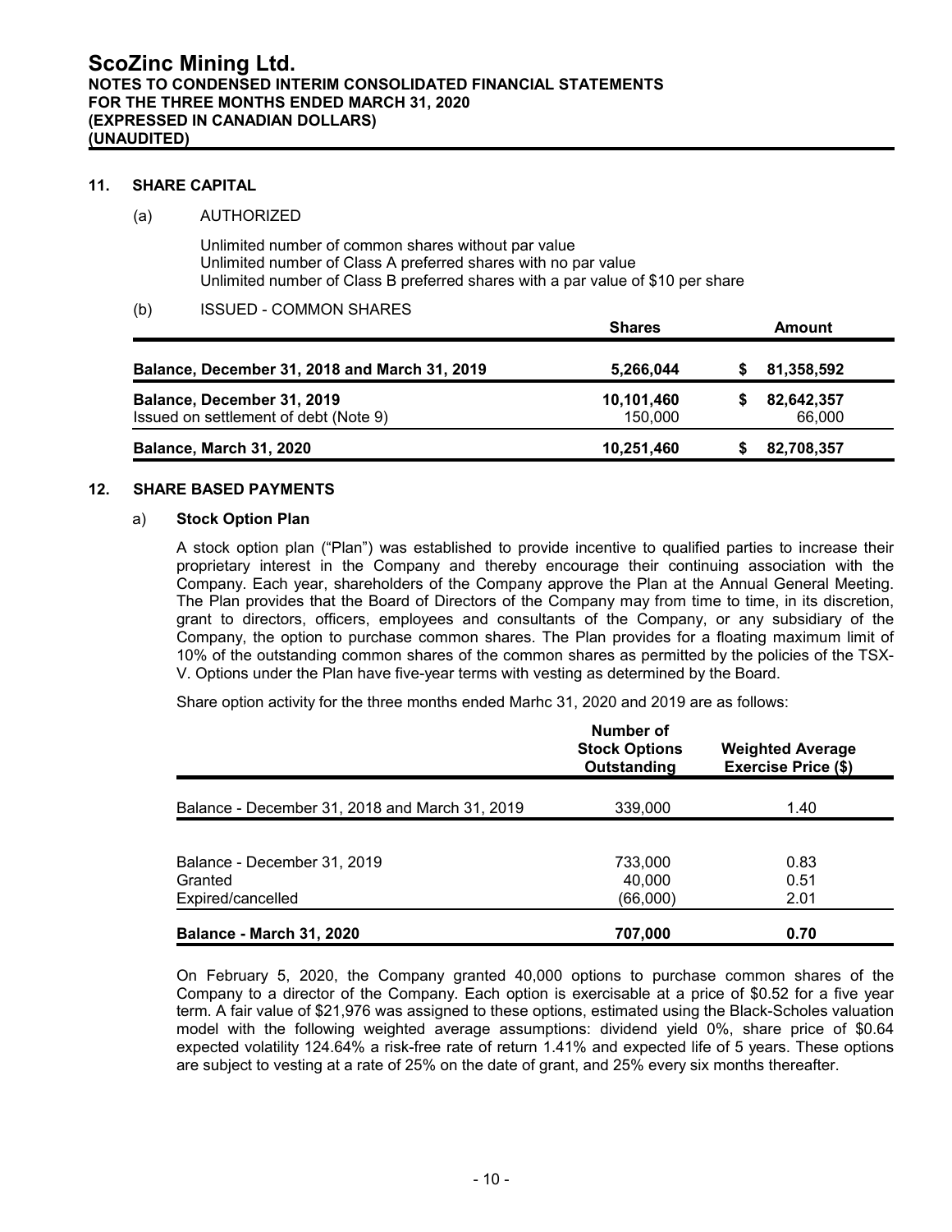## 11. SHARE CAPITAL

(a) AUTHORIZED

Unlimited number of common shares without par value
Unlimited number of Class A preferred shares with no par value
Unlimited number of Class B preferred shares with a par value of $10 per share

(b) ISSUED - COMMON SHARES

| | Shares | Amount |
|---|---|---|
| **Balance, December 31, 2018 and March 31, 2019** | **5,266,044** | **$ 81,358,592** |
| **Balance, December 31, 2019** | **10,101,460** | **$ 82,642,357** |
| Issued on settlement of debt (Note 9) | 150,000 | 66,000 |
| **Balance, March 31, 2020** | **10,251,460** | **$ 82,708,357** |

## 12. SHARE BASED PAYMENTS

### a) Stock Option Plan

A stock option plan ("Plan") was established to provide incentive to qualified parties to increase their proprietary interest in the Company and thereby encourage their continuing association with the Company. Each year, shareholders of the Company approve the Plan at the Annual General Meeting. The Plan provides that the Board of Directors of the Company may from time to time, in its discretion, grant to directors, officers, employees and consultants of the Company, or any subsidiary of the Company, the option to purchase common shares. The Plan provides for a floating maximum limit of 10% of the outstanding common shares of the common shares as permitted by the policies of the TSX-V. Options under the Plan have five-year terms with vesting as determined by the Board.

Share option activity for the three months ended Marhc 31, 2020 and 2019 are as follows:

| | Number of Stock Options Outstanding | Weighted Average Exercise Price ($) |
|---|---|---|
| Balance - December 31, 2018 and March 31, 2019 | 339,000 | 1.40 |
| Balance - December 31, 2019 | 733,000 | 0.83 |
| Granted | 40,000 | 0.51 |
| Expired/cancelled | (66,000) | 2.01 |
| **Balance - March 31, 2020** | **707,000** | **0.70** |

On February 5, 2020, the Company granted 40,000 options to purchase common shares of the Company to a director of the Company. Each option is exercisable at a price of $0.52 for a five year term. A fair value of $21,976 was assigned to these options, estimated using the Black-Scholes valuation model with the following weighted average assumptions: dividend yield 0%, share price of $0.64 expected volatility 124.64% a risk-free rate of return 1.41% and expected life of 5 years. These options are subject to vesting at a rate of 25% on the date of grant, and 25% every six months thereafter.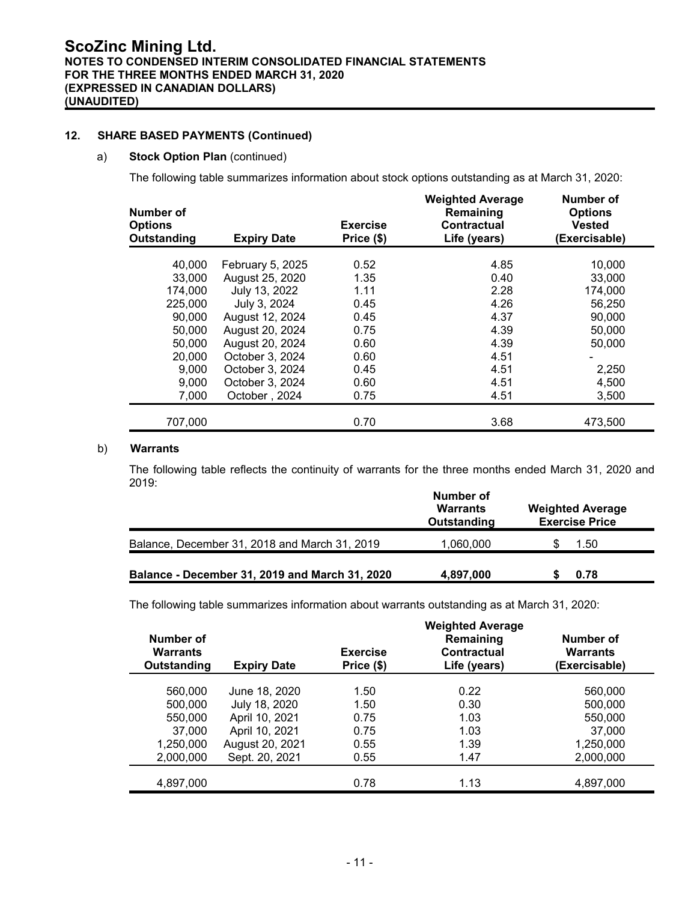ScoZinc Mining Ltd.
NOTES TO CONDENSED INTERIM CONSOLIDATED FINANCIAL STATEMENTS
FOR THE THREE MONTHS ENDED MARCH 31, 2020
(EXPRESSED IN CANADIAN DOLLARS)
(UNAUDITED)

## 12. SHARE BASED PAYMENTS (Continued)

### a) Stock Option Plan (continued)

The following table summarizes information about stock options outstanding as at March 31, 2020:

| Number of Options Outstanding | Expiry Date | Exercise Price ($) | Weighted Average Remaining Contractual Life (years) | Number of Options Vested (Exercisable) |
|---|---|---|---|---|
| 40,000 | February 5, 2025 | 0.52 | 4.85 | 10,000 |
| 33,000 | August 25, 2020 | 1.35 | 0.40 | 33,000 |
| 174,000 | July 13, 2022 | 1.11 | 2.28 | 174,000 |
| 225,000 | July 3, 2024 | 0.45 | 4.26 | 56,250 |
| 90,000 | August 12, 2024 | 0.45 | 4.37 | 90,000 |
| 50,000 | August 20, 2024 | 0.75 | 4.39 | 50,000 |
| 50,000 | August 20, 2024 | 0.60 | 4.39 | 50,000 |
| 20,000 | October 3, 2024 | 0.60 | 4.51 | - |
| 9,000 | October 3, 2024 | 0.45 | 4.51 | 2,250 |
| 9,000 | October 3, 2024 | 0.60 | 4.51 | 4,500 |
| 7,000 | October , 2024 | 0.75 | 4.51 | 3,500 |
| 707,000 | | 0.70 | 3.68 | 473,500 |

### b) Warrants

The following table reflects the continuity of warrants for the three months ended March 31, 2020 and 2019:

| | Number of Warrants Outstanding | Weighted Average Exercise Price |
|---|---|---|
| Balance, December 31, 2018 and March 31, 2019 | 1,060,000 | $ 1.50 |
| **Balance - December 31, 2019 and March 31, 2020** | **4,897,000** | **$ 0.78** |

The following table summarizes information about warrants outstanding as at March 31, 2020:

| Number of Warrants Outstanding | Expiry Date | Exercise Price ($) | Weighted Average Remaining Contractual Life (years) | Number of Warrants (Exercisable) |
|---|---|---|---|---|
| 560,000 | June 18, 2020 | 1.50 | 0.22 | 560,000 |
| 500,000 | July 18, 2020 | 1.50 | 0.30 | 500,000 |
| 550,000 | April 10, 2021 | 0.75 | 1.03 | 550,000 |
| 37,000 | April 10, 2021 | 0.75 | 1.03 | 37,000 |
| 1,250,000 | August 20, 2021 | 0.55 | 1.39 | 1,250,000 |
| 2,000,000 | Sept. 20, 2021 | 0.55 | 1.47 | 2,000,000 |
| 4,897,000 | | 0.78 | 1.13 | 4,897,000 |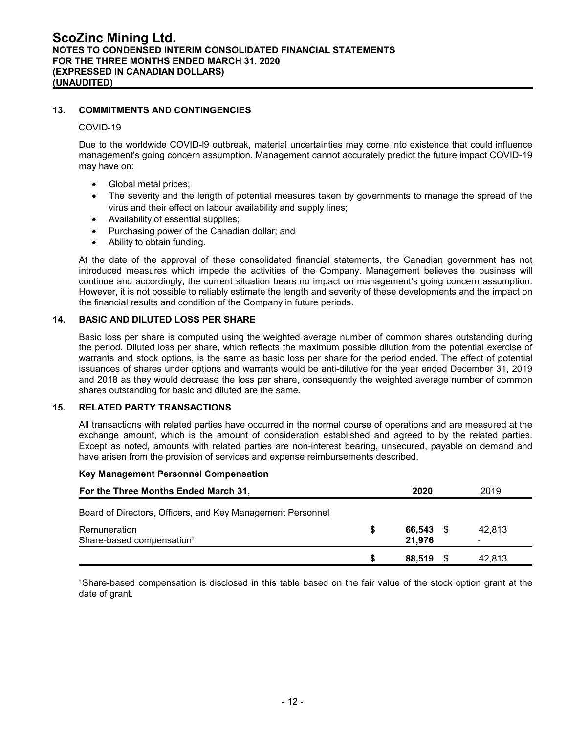## 13. COMMITMENTS AND CONTINGENCIES

COVID-19

Due to the worldwide COVID-l9 outbreak, material uncertainties may come into existence that could influence management's going concern assumption. Management cannot accurately predict the future impact COVID-19 may have on:

- Global metal prices;
- The severity and the length of potential measures taken by governments to manage the spread of the virus and their effect on labour availability and supply lines;
- Availability of essential supplies;
- Purchasing power of the Canadian dollar; and
- Ability to obtain funding.

At the date of the approval of these consolidated financial statements, the Canadian government has not introduced measures which impede the activities of the Company. Management believes the business will continue and accordingly, the current situation bears no impact on management's going concern assumption. However, it is not possible to reliably estimate the length and severity of these developments and the impact on the financial results and condition of the Company in future periods.

## 14. BASIC AND DILUTED LOSS PER SHARE

Basic loss per share is computed using the weighted average number of common shares outstanding during the period. Diluted loss per share, which reflects the maximum possible dilution from the potential exercise of warrants and stock options, is the same as basic loss per share for the period ended. The effect of potential issuances of shares under options and warrants would be anti-dilutive for the year ended December 31, 2019 and 2018 as they would decrease the loss per share, consequently the weighted average number of common shares outstanding for basic and diluted are the same.

## 15. RELATED PARTY TRANSACTIONS

All transactions with related parties have occurred in the normal course of operations and are measured at the exchange amount, which is the amount of consideration established and agreed to by the related parties. Except as noted, amounts with related parties are non-interest bearing, unsecured, payable on demand and have arisen from the provision of services and expense reimbursements described.

**Key Management Personnel Compensation**

| For the Three Months Ended March 31, | | 2020 | | 2019 |
|---|---|---|---|---|
| Board of Directors, Officers, and Key Management Personnel | | | | |
| Remuneration | $ | 66,543 | $ | 42,813 |
| Share-based compensation[1] | | 21,976 | | - |
| | $ | 88,519 | $ | 42,813 |

[1]Share-based compensation is disclosed in this table based on the fair value of the stock option grant at the date of grant.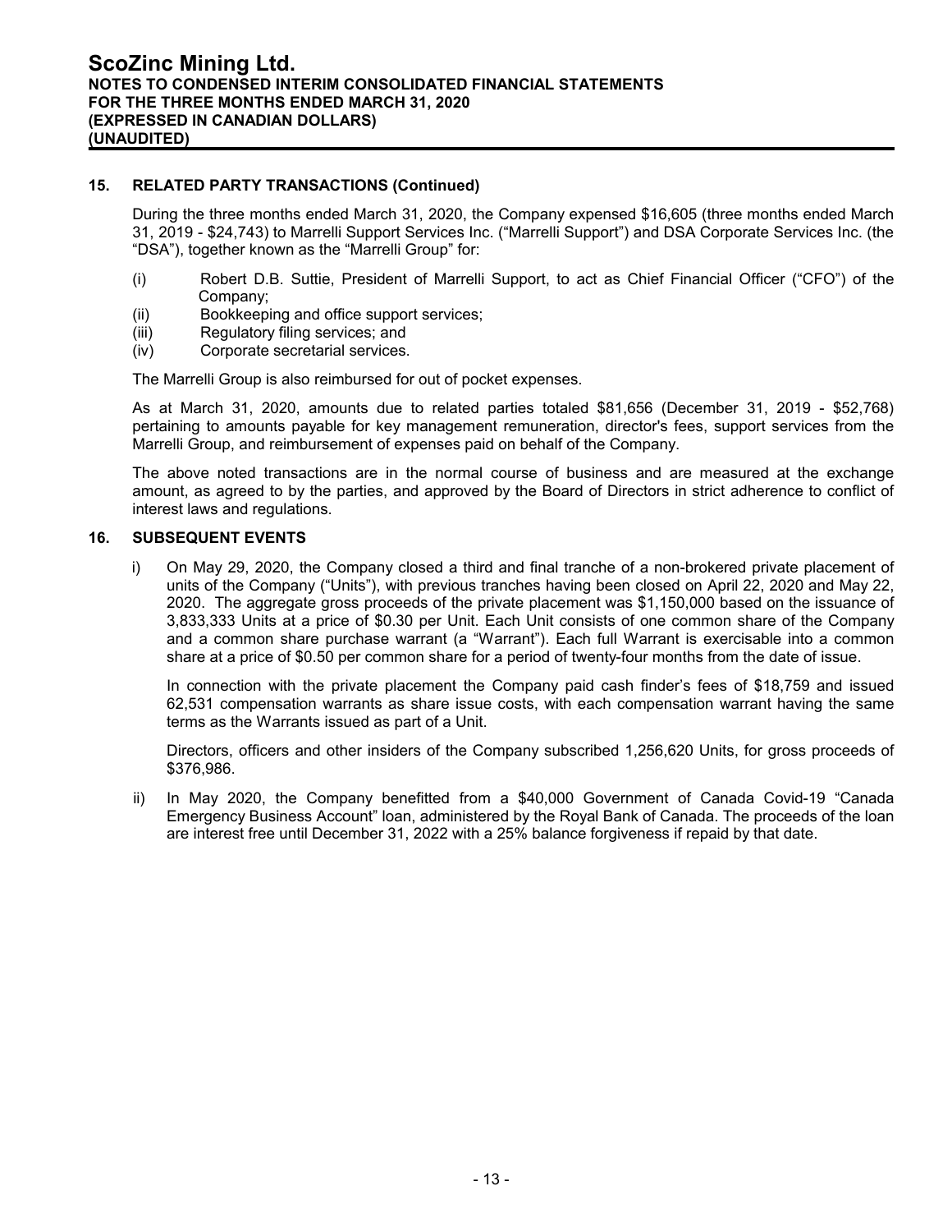## 15. RELATED PARTY TRANSACTIONS (Continued)

During the three months ended March 31, 2020, the Company expensed $16,605 (three months ended March 31, 2019 - $24,743) to Marrelli Support Services Inc. ("Marrelli Support") and DSA Corporate Services Inc. (the "DSA"), together known as the "Marrelli Group" for:

(i) Robert D.B. Suttie, President of Marrelli Support, to act as Chief Financial Officer ("CFO") of the Company;
(ii) Bookkeeping and office support services;
(iii) Regulatory filing services; and
(iv) Corporate secretarial services.

The Marrelli Group is also reimbursed for out of pocket expenses.

As at March 31, 2020, amounts due to related parties totaled $81,656 (December 31, 2019 - $52,768) pertaining to amounts payable for key management remuneration, director's fees, support services from the Marrelli Group, and reimbursement of expenses paid on behalf of the Company.

The above noted transactions are in the normal course of business and are measured at the exchange amount, as agreed to by the parties, and approved by the Board of Directors in strict adherence to conflict of interest laws and regulations.

## 16. SUBSEQUENT EVENTS

i) On May 29, 2020, the Company closed a third and final tranche of a non-brokered private placement of units of the Company ("Units"), with previous tranches having been closed on April 22, 2020 and May 22, 2020. The aggregate gross proceeds of the private placement was $1,150,000 based on the issuance of 3,833,333 Units at a price of $0.30 per Unit. Each Unit consists of one common share of the Company and a common share purchase warrant (a "Warrant"). Each full Warrant is exercisable into a common share at a price of $0.50 per common share for a period of twenty-four months from the date of issue.

   In connection with the private placement the Company paid cash finder's fees of $18,759 and issued 62,531 compensation warrants as share issue costs, with each compensation warrant having the same terms as the Warrants issued as part of a Unit.

   Directors, officers and other insiders of the Company subscribed 1,256,620 Units, for gross proceeds of $376,986.

ii) In May 2020, the Company benefitted from a $40,000 Government of Canada Covid-19 "Canada Emergency Business Account" loan, administered by the Royal Bank of Canada. The proceeds of the loan are interest free until December 31, 2022 with a 25% balance forgiveness if repaid by that date.